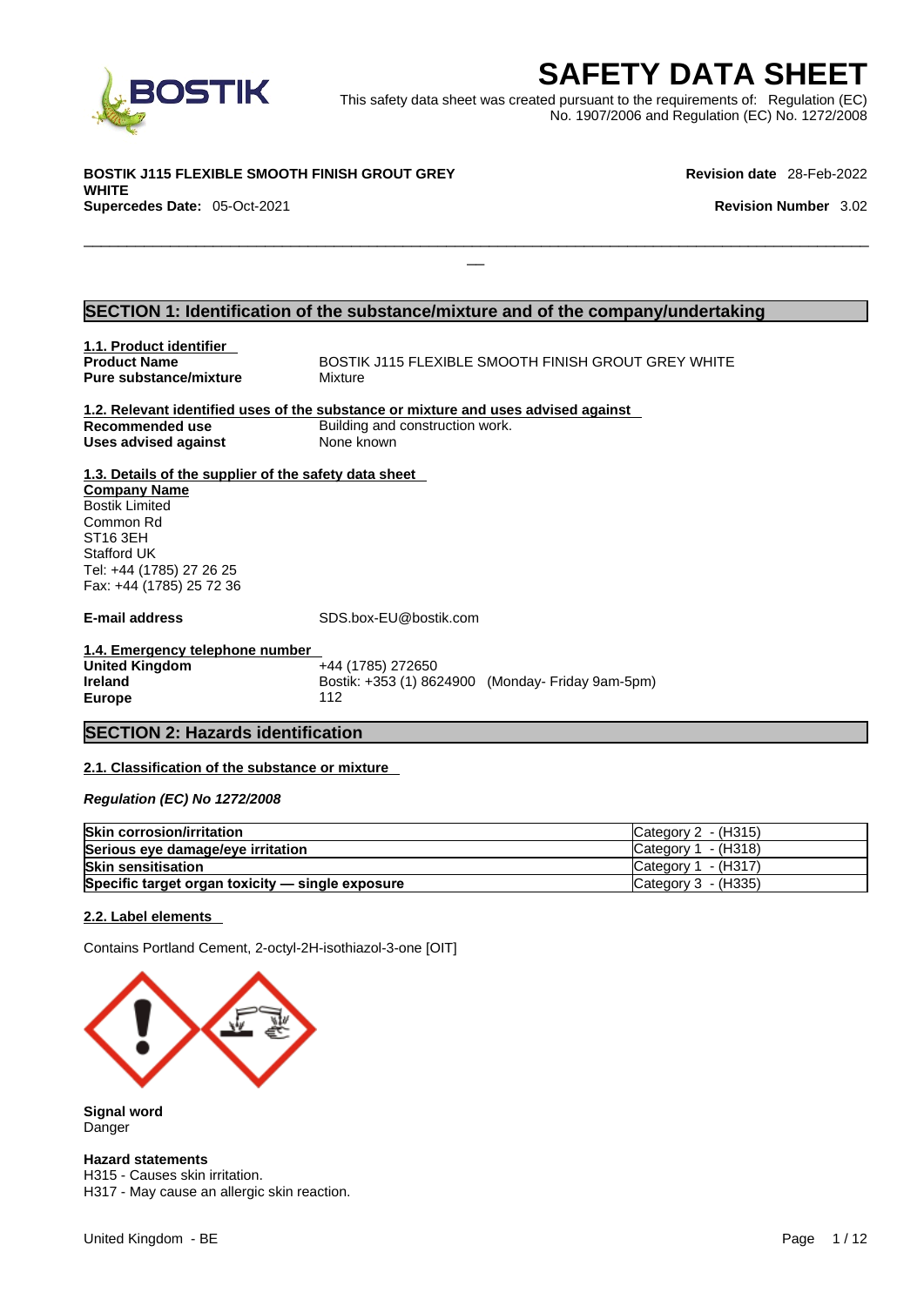# SAFETY DATA SHEET

This safety data sheet was created pursuant to the requirements of: Regulation (EC) No. 1907/2006 and Regulation (EC) No. 1272/2008

**BOSTIK J115 FLEXIBLE SMOOTH FINISH GROUT GREY WHITE**
**Supercedes Date:** 05-Oct-2021

**Revision date** 28-Feb-2022
**Revision Number** 3.02

## SECTION 1: Identification of the substance/mixture and of the company/undertaking

### 1.1. Product identifier

**Product Name** BOSTIK J115 FLEXIBLE SMOOTH FINISH GROUT GREY WHITE
**Pure substance/mixture** Mixture

### 1.2. Relevant identified uses of the substance or mixture and uses advised against

**Recommended use** Building and construction work.
**Uses advised against** None known

### 1.3. Details of the supplier of the safety data sheet

**Company Name**
Bostik Limited
Common Rd
ST16 3EH
Stafford UK
Tel: +44 (1785) 27 26 25
Fax: +44 (1785) 25 72 36

**E-mail address** SDS.box-EU@bostik.com

### 1.4. Emergency telephone number

**United Kingdom** +44 (1785) 272650
**Ireland** Bostik: +353 (1) 8624900 (Monday- Friday 9am-5pm)
**Europe** 112

## SECTION 2: Hazards identification

### 2.1. Classification of the substance or mixture

***Regulation (EC) No 1272/2008***

| | |
|---|---|
| **Skin corrosion/irritation** | Category 2 - (H315) |
| **Serious eye damage/eye irritation** | Category 1 - (H318) |
| **Skin sensitisation** | Category 1 - (H317) |
| **Specific target organ toxicity — single exposure** | Category 3 - (H335) |

### 2.2. Label elements

Contains Portland Cement, 2-octyl-2H-isothiazol-3-one [OIT]

**Signal word**
Danger

**Hazard statements**
H315 - Causes skin irritation.
H317 - May cause an allergic skin reaction.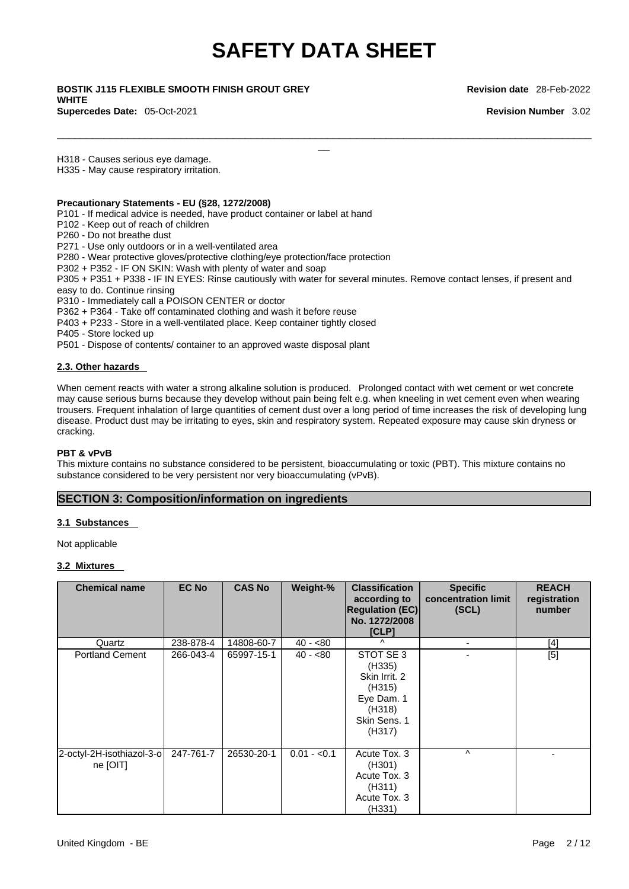H318 - Causes serious eye damage.
H335 - May cause respiratory irritation.

**Precautionary Statements - EU (§28, 1272/2008)**

P101 - If medical advice is needed, have product container or label at hand
P102 - Keep out of reach of children
P260 - Do not breathe dust
P271 - Use only outdoors or in a well-ventilated area
P280 - Wear protective gloves/protective clothing/eye protection/face protection
P302 + P352 - IF ON SKIN: Wash with plenty of water and soap
P305 + P351 + P338 - IF IN EYES: Rinse cautiously with water for several minutes. Remove contact lenses, if present and easy to do. Continue rinsing
P310 - Immediately call a POISON CENTER or doctor
P362 + P364 - Take off contaminated clothing and wash it before reuse
P403 + P233 - Store in a well-ventilated place. Keep container tightly closed
P405 - Store locked up
P501 - Dispose of contents/ container to an approved waste disposal plant

### 2.3. Other hazards

When cement reacts with water a strong alkaline solution is produced. Prolonged contact with wet cement or wet concrete may cause serious burns because they develop without pain being felt e.g. when kneeling in wet cement even when wearing trousers. Frequent inhalation of large quantities of cement dust over a long period of time increases the risk of developing lung disease. Product dust may be irritating to eyes, skin and respiratory system. Repeated exposure may cause skin dryness or cracking.

**PBT & vPvB**

This mixture contains no substance considered to be persistent, bioaccumulating or toxic (PBT). This mixture contains no substance considered to be very persistent nor very bioaccumulating (vPvB).

## SECTION 3: Composition/information on ingredients

### 3.1 Substances

Not applicable

### 3.2 Mixtures

| Chemical name | EC No | CAS No | Weight-% | Classification according to Regulation (EC) No. 1272/2008 [CLP] | Specific concentration limit (SCL) | REACH registration number |
|---|---|---|---|---|---|---|
| Quartz | 238-878-4 | 14808-60-7 | 40 - <80 | ^ | - | [4] |
| Portland Cement | 266-043-4 | 65997-15-1 | 40 - <80 | STOT SE 3 (H335) Skin Irrit. 2 (H315) Eye Dam. 1 (H318) Skin Sens. 1 (H317) | - | [5] |
| 2-octyl-2H-isothiazol-3-one [OIT] | 247-761-7 | 26530-20-1 | 0.01 - <0.1 | Acute Tox. 3 (H301) Acute Tox. 3 (H311) Acute Tox. 3 (H331) | ^ | - |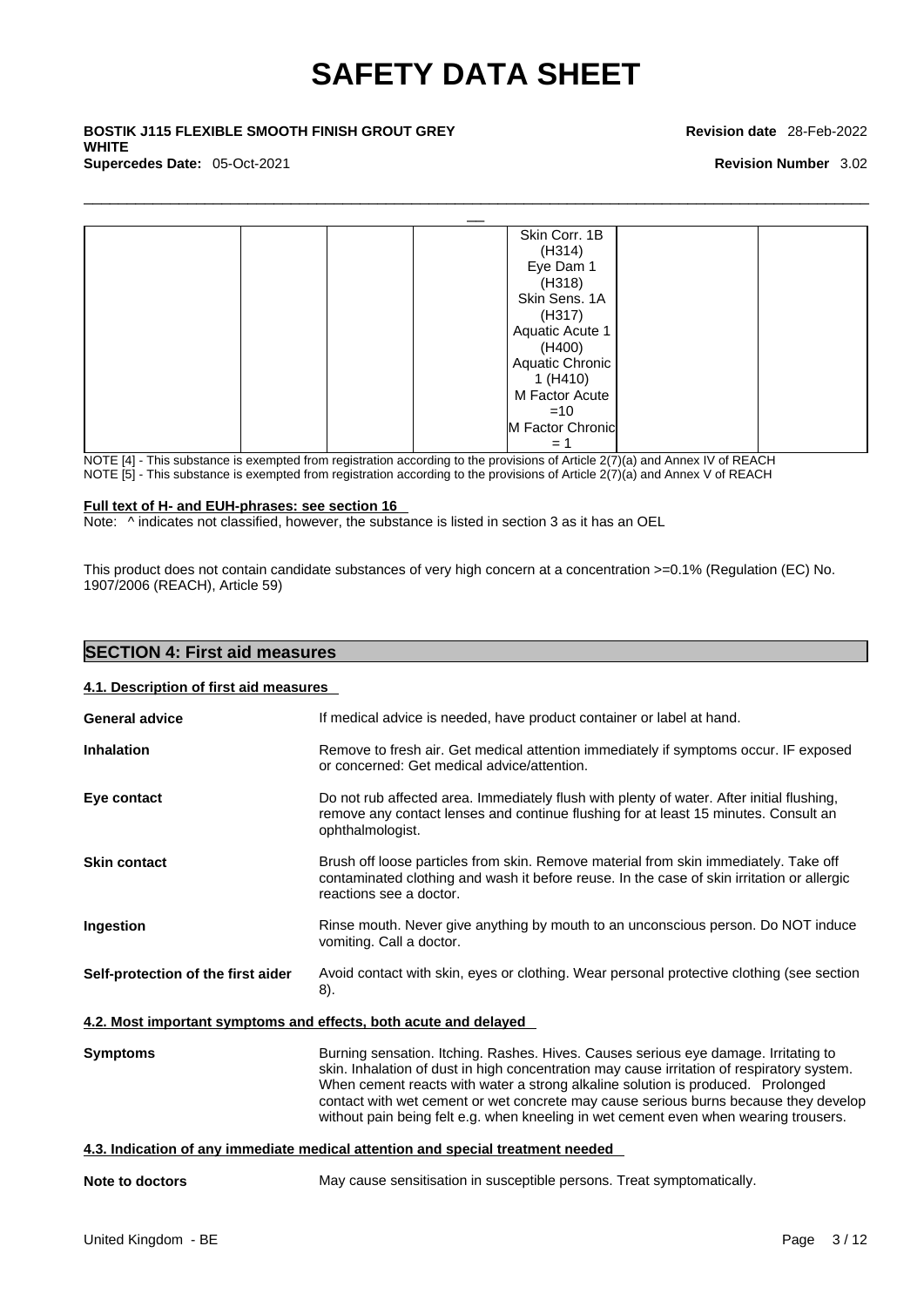| | | | | Skin Corr. 1B (H314) Eye Dam 1 (H318) Skin Sens. 1A (H317) Aquatic Acute 1 (H400) Aquatic Chronic 1 (H410) M Factor Acute =10 M Factor Chronic = 1 | | |
|---|---|---|---|---|---|---|

NOTE [4] - This substance is exempted from registration according to the provisions of Article 2(7)(a) and Annex IV of REACH
NOTE [5] - This substance is exempted from registration according to the provisions of Article 2(7)(a) and Annex V of REACH

**Full text of H- and EUH-phrases: see section 16**

Note: ^ indicates not classified, however, the substance is listed in section 3 as it has an OEL

This product does not contain candidate substances of very high concern at a concentration >=0.1% (Regulation (EC) No. 1907/2006 (REACH), Article 59)

## SECTION 4: First aid measures

### 4.1. Description of first aid measures

**General advice** If medical advice is needed, have product container or label at hand.

**Inhalation** Remove to fresh air. Get medical attention immediately if symptoms occur. IF exposed or concerned: Get medical advice/attention.

**Eye contact** Do not rub affected area. Immediately flush with plenty of water. After initial flushing, remove any contact lenses and continue flushing for at least 15 minutes. Consult an ophthalmologist.

**Skin contact** Brush off loose particles from skin. Remove material from skin immediately. Take off contaminated clothing and wash it before reuse. In the case of skin irritation or allergic reactions see a doctor.

**Ingestion** Rinse mouth. Never give anything by mouth to an unconscious person. Do NOT induce vomiting. Call a doctor.

**Self-protection of the first aider** Avoid contact with skin, eyes or clothing. Wear personal protective clothing (see section 8).

### 4.2. Most important symptoms and effects, both acute and delayed

**Symptoms** Burning sensation. Itching. Rashes. Hives. Causes serious eye damage. Irritating to skin. Inhalation of dust in high concentration may cause irritation of respiratory system. When cement reacts with water a strong alkaline solution is produced. Prolonged contact with wet cement or wet concrete may cause serious burns because they develop without pain being felt e.g. when kneeling in wet cement even when wearing trousers.

### 4.3. Indication of any immediate medical attention and special treatment needed

**Note to doctors** May cause sensitisation in susceptible persons. Treat symptomatically.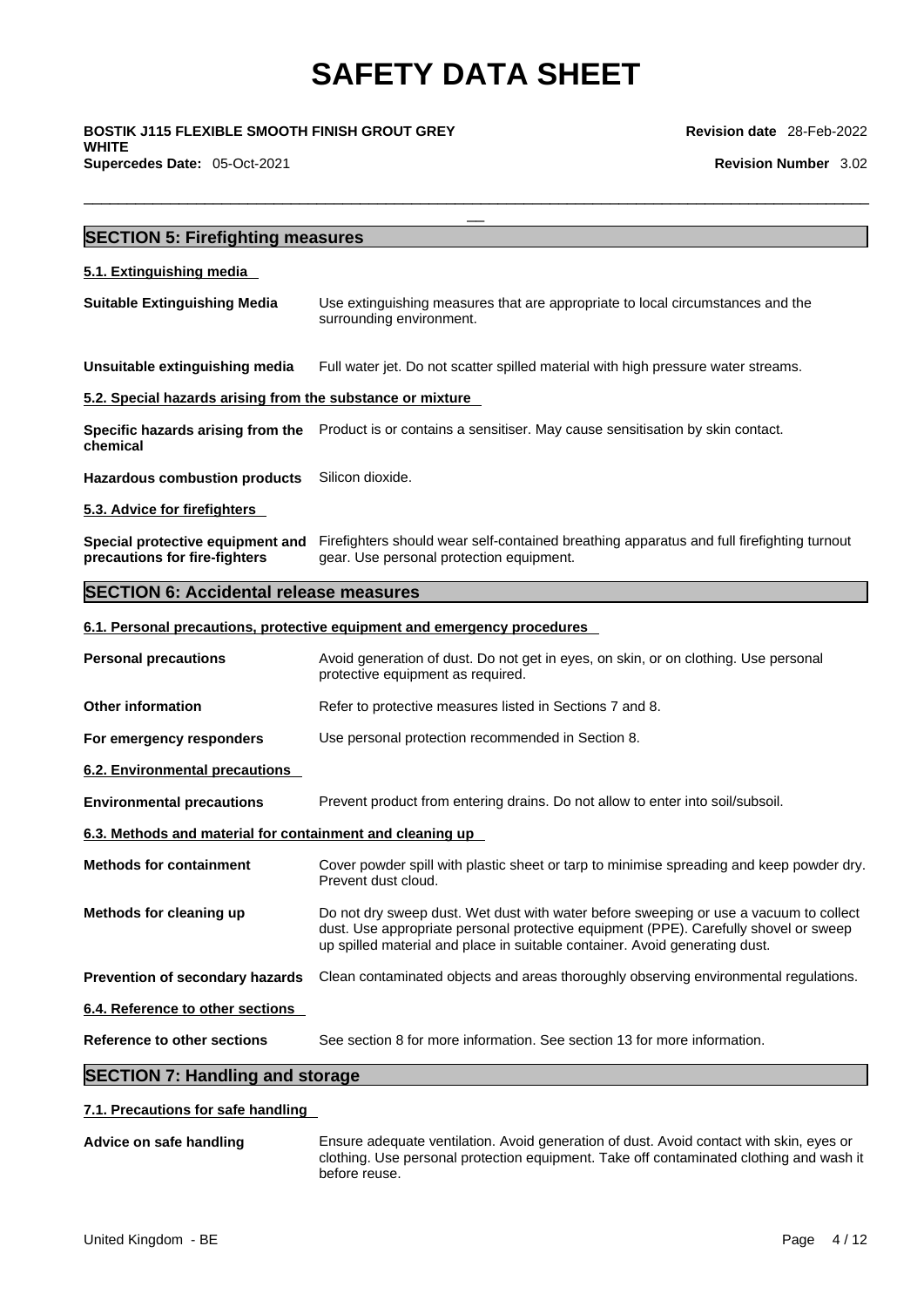## SECTION 5: Firefighting measures

### 5.1. Extinguishing media

**Suitable Extinguishing Media** Use extinguishing measures that are appropriate to local circumstances and the surrounding environment.

**Unsuitable extinguishing media** Full water jet. Do not scatter spilled material with high pressure water streams.

### 5.2. Special hazards arising from the substance or mixture

**Specific hazards arising from the chemical** Product is or contains a sensitiser. May cause sensitisation by skin contact.

**Hazardous combustion products** Silicon dioxide.

### 5.3. Advice for firefighters

**Special protective equipment and precautions for fire-fighters** Firefighters should wear self-contained breathing apparatus and full firefighting turnout gear. Use personal protection equipment.

## SECTION 6: Accidental release measures

### 6.1. Personal precautions, protective equipment and emergency procedures

**Personal precautions** Avoid generation of dust. Do not get in eyes, on skin, or on clothing. Use personal protective equipment as required.

**Other information** Refer to protective measures listed in Sections 7 and 8.

**For emergency responders** Use personal protection recommended in Section 8.

### 6.2. Environmental precautions

**Environmental precautions** Prevent product from entering drains. Do not allow to enter into soil/subsoil.

### 6.3. Methods and material for containment and cleaning up

**Methods for containment** Cover powder spill with plastic sheet or tarp to minimise spreading and keep powder dry. Prevent dust cloud.

**Methods for cleaning up** Do not dry sweep dust. Wet dust with water before sweeping or use a vacuum to collect dust. Use appropriate personal protective equipment (PPE). Carefully shovel or sweep up spilled material and place in suitable container. Avoid generating dust.

**Prevention of secondary hazards** Clean contaminated objects and areas thoroughly observing environmental regulations.

### 6.4. Reference to other sections

**Reference to other sections** See section 8 for more information. See section 13 for more information.

## SECTION 7: Handling and storage

### 7.1. Precautions for safe handling

**Advice on safe handling** Ensure adequate ventilation. Avoid generation of dust. Avoid contact with skin, eyes or clothing. Use personal protection equipment. Take off contaminated clothing and wash it before reuse.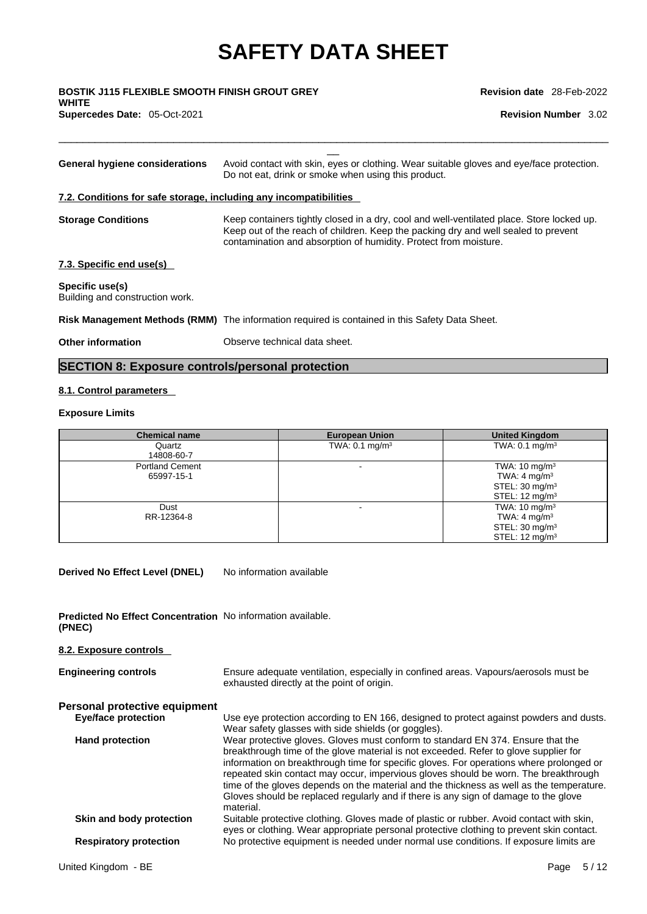**General hygiene considerations** Avoid contact with skin, eyes or clothing. Wear suitable gloves and eye/face protection. Do not eat, drink or smoke when using this product.

### 7.2. Conditions for safe storage, including any incompatibilities

**Storage Conditions** Keep containers tightly closed in a dry, cool and well-ventilated place. Store locked up. Keep out of the reach of children. Keep the packing dry and well sealed to prevent contamination and absorption of humidity. Protect from moisture.

### 7.3. Specific end use(s)

**Specific use(s)**
Building and construction work.

**Risk Management Methods (RMM)** The information required is contained in this Safety Data Sheet.

**Other information** Observe technical data sheet.

## SECTION 8: Exposure controls/personal protection

### 8.1. Control parameters

**Exposure Limits**

| Chemical name | European Union | United Kingdom |
|---|---|---|
| Quartz<br>14808-60-7 | TWA: 0.1 mg/m³ | TWA: 0.1 mg/m³ |
| Portland Cement<br>65997-15-1 | - | TWA: 10 mg/m³<br>TWA: 4 mg/m³<br>STEL: 30 mg/m³<br>STEL: 12 mg/m³ |
| Dust<br>RR-12364-8 | - | TWA: 10 mg/m³<br>TWA: 4 mg/m³<br>STEL: 30 mg/m³<br>STEL: 12 mg/m³ |

**Derived No Effect Level (DNEL)** No information available

**Predicted No Effect Concentration (PNEC)** No information available.

### 8.2. Exposure controls

**Engineering controls** Ensure adequate ventilation, especially in confined areas. Vapours/aerosols must be exhausted directly at the point of origin.

**Personal protective equipment**

**Eye/face protection** Use eye protection according to EN 166, designed to protect against powders and dusts. Wear safety glasses with side shields (or goggles).

**Hand protection** Wear protective gloves. Gloves must conform to standard EN 374. Ensure that the breakthrough time of the glove material is not exceeded. Refer to glove supplier for information on breakthrough time for specific gloves. For operations where prolonged or repeated skin contact may occur, impervious gloves should be worn. The breakthrough time of the gloves depends on the material and the thickness as well as the temperature. Gloves should be replaced regularly and if there is any sign of damage to the glove material.

**Skin and body protection** Suitable protective clothing. Gloves made of plastic or rubber. Avoid contact with skin, eyes or clothing. Wear appropriate personal protective clothing to prevent skin contact.

**Respiratory protection** No protective equipment is needed under normal use conditions. If exposure limits are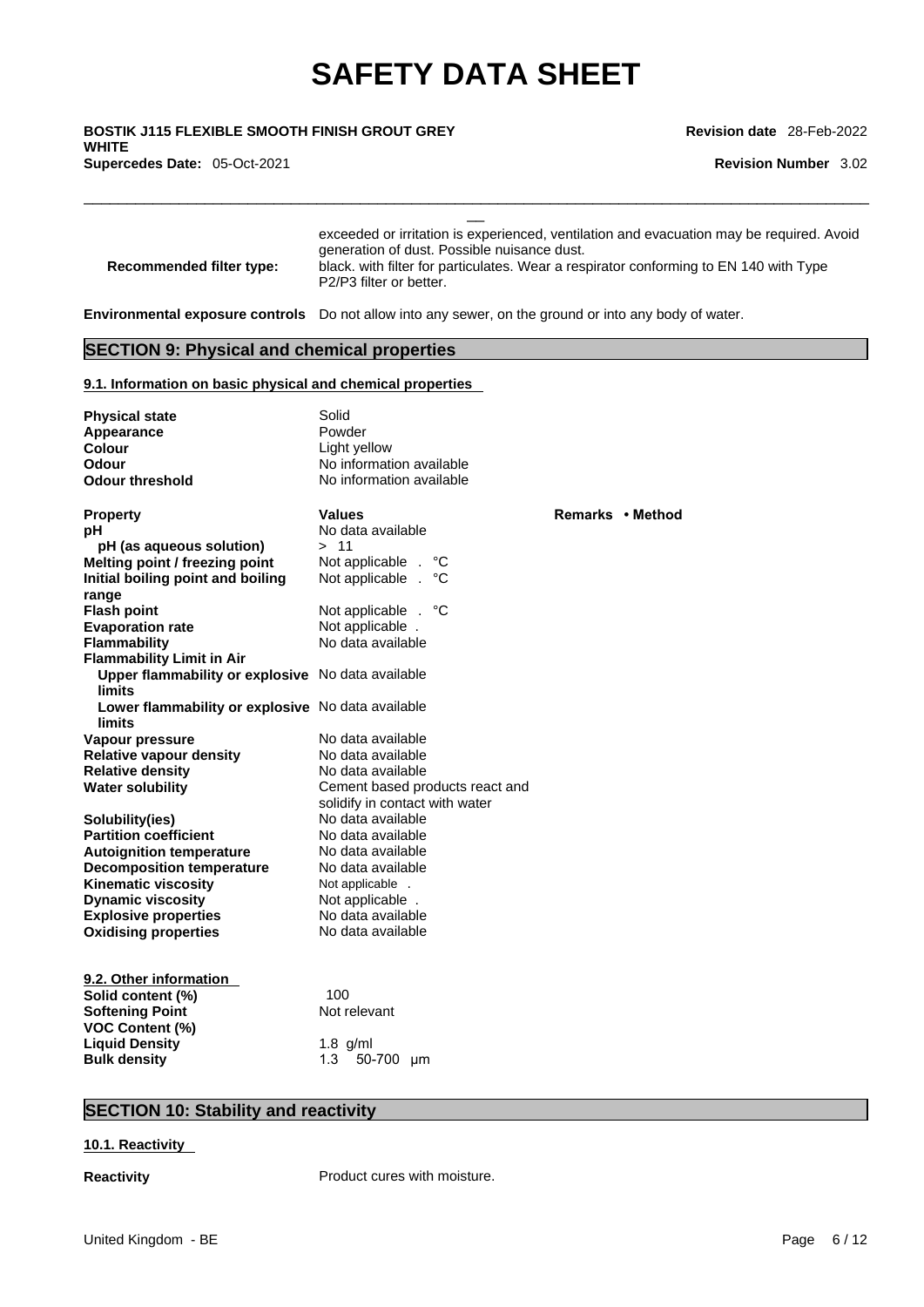| | |
|---|---|
| | exceeded or irritation is experienced, ventilation and evacuation may be required. Avoid generation of dust. Possible nuisance dust. |
| **Recommended filter type:** | black. with filter for particulates. Wear a respirator conforming to EN 140 with Type P2/P3 filter or better. |

**Environmental exposure controls** Do not allow into any sewer, on the ground or into any body of water.

## SECTION 9: Physical and chemical properties

### 9.1. Information on basic physical and chemical properties

| | |
|---|---|
| **Physical state** | Solid |
| **Appearance** | Powder |
| **Colour** | Light yellow |
| **Odour** | No information available |
| **Odour threshold** | No information available |

| **Property** | **Values** | **Remarks • Method** |
|---|---|---|
| **pH** | No data available | |
| **pH (as aqueous solution)** | > 11 | |
| **Melting point / freezing point** | Not applicable . °C | |
| **Initial boiling point and boiling range** | Not applicable . °C | |
| **Flash point** | Not applicable . °C | |
| **Evaporation rate** | Not applicable . | |
| **Flammability** | No data available | |
| **Flammability Limit in Air** | | |
| **Upper flammability or explosive limits** | No data available | |
| **Lower flammability or explosive limits** | No data available | |
| **Vapour pressure** | No data available | |
| **Relative vapour density** | No data available | |
| **Relative density** | No data available | |
| **Water solubility** | Cement based products react and solidify in contact with water | |
| **Solubility(ies)** | No data available | |
| **Partition coefficient** | No data available | |
| **Autoignition temperature** | No data available | |
| **Decomposition temperature** | No data available | |
| **Kinematic viscosity** | Not applicable . | |
| **Dynamic viscosity** | Not applicable . | |
| **Explosive properties** | No data available | |
| **Oxidising properties** | No data available | |

### 9.2. Other information

| | |
|---|---|
| **Solid content (%)** | 100 |
| **Softening Point** | Not relevant |
| **VOC Content (%)** | |
| **Liquid Density** | 1.8 g/ml |
| **Bulk density** | 1.3 50-700 µm |

## SECTION 10: Stability and reactivity

### 10.1. Reactivity

**Reactivity** Product cures with moisture.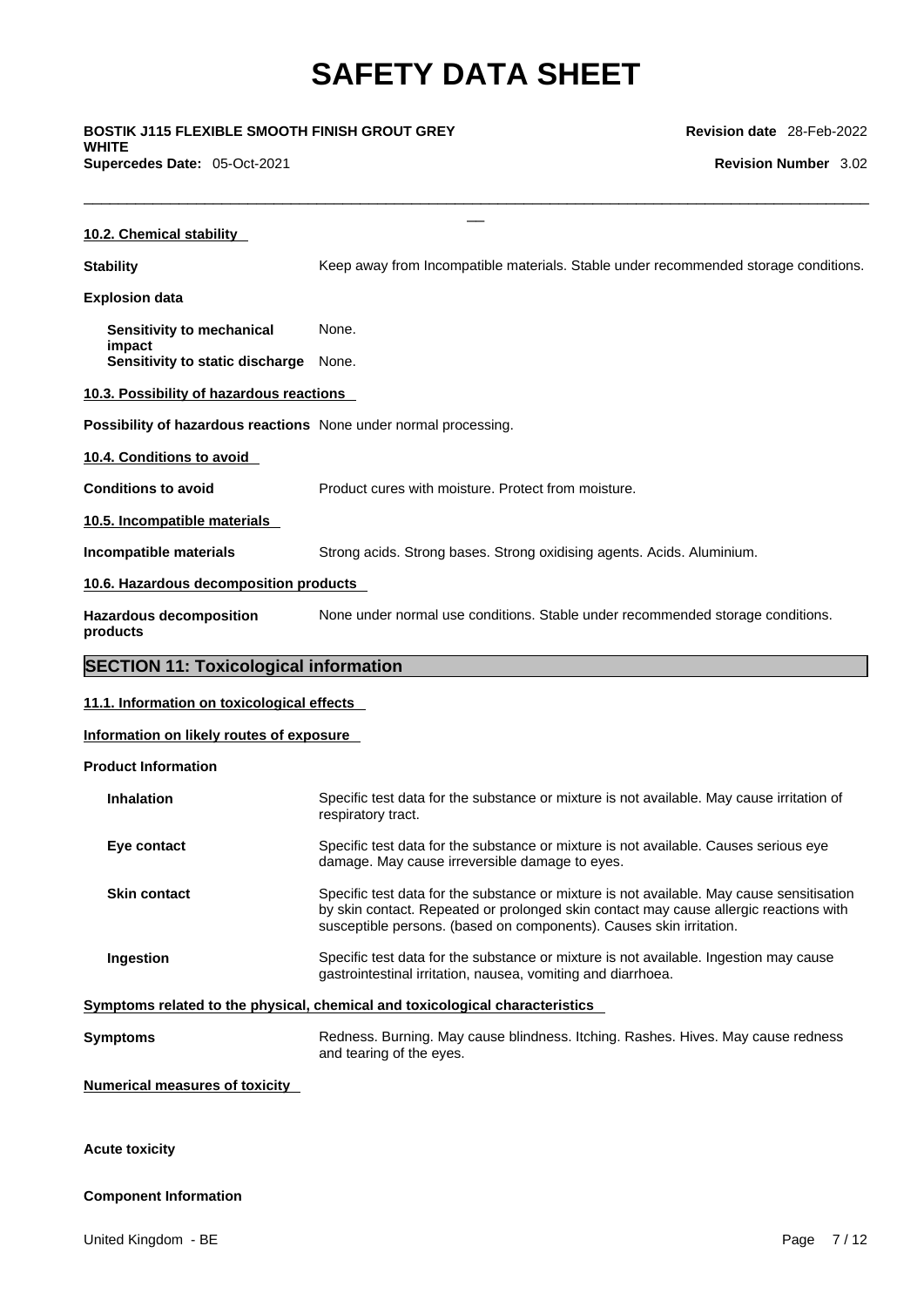#### 10.2. Chemical stability

**Stability** Keep away from Incompatible materials. Stable under recommended storage conditions.

**Explosion data**

**Sensitivity to mechanical impact** None.
**Sensitivity to static discharge** None.

#### 10.3. Possibility of hazardous reactions

**Possibility of hazardous reactions** None under normal processing.

#### 10.4. Conditions to avoid

**Conditions to avoid** Product cures with moisture. Protect from moisture.

#### 10.5. Incompatible materials

**Incompatible materials** Strong acids. Strong bases. Strong oxidising agents. Acids. Aluminium.

#### 10.6. Hazardous decomposition products

**Hazardous decomposition products** None under normal use conditions. Stable under recommended storage conditions.

## SECTION 11: Toxicological information

#### 11.1. Information on toxicological effects

#### Information on likely routes of exposure

**Product Information**

**Inhalation** Specific test data for the substance or mixture is not available. May cause irritation of respiratory tract.

**Eye contact** Specific test data for the substance or mixture is not available. Causes serious eye damage. May cause irreversible damage to eyes.

**Skin contact** Specific test data for the substance or mixture is not available. May cause sensitisation by skin contact. Repeated or prolonged skin contact may cause allergic reactions with susceptible persons. (based on components). Causes skin irritation.

**Ingestion** Specific test data for the substance or mixture is not available. Ingestion may cause gastrointestinal irritation, nausea, vomiting and diarrhoea.

#### Symptoms related to the physical, chemical and toxicological characteristics

**Symptoms** Redness. Burning. May cause blindness. Itching. Rashes. Hives. May cause redness and tearing of the eyes.

#### Numerical measures of toxicity

**Acute toxicity**

**Component Information**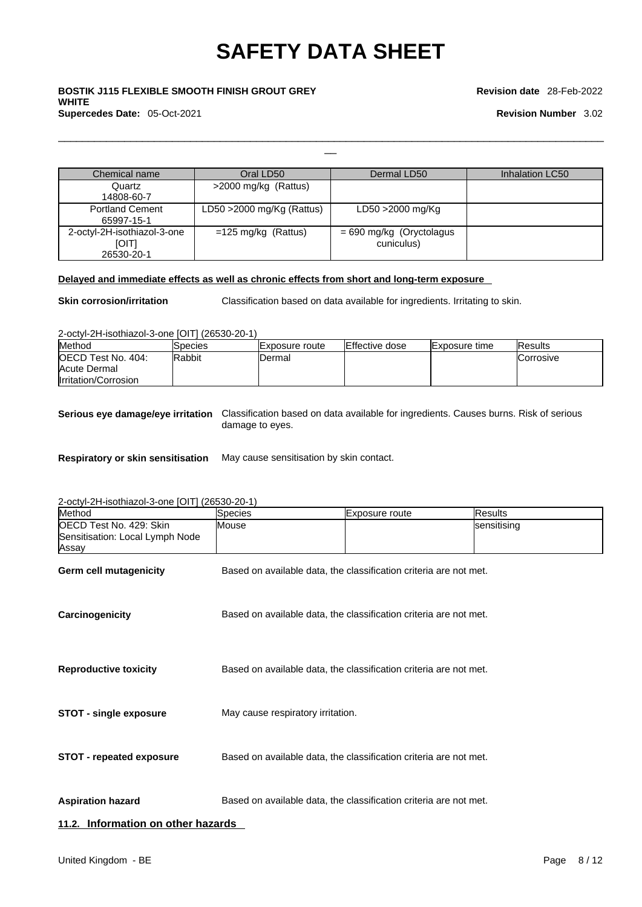| Chemical name | Oral LD50 | Dermal LD50 | Inhalation LC50 |
|---|---|---|---|
| Quartz<br>14808-60-7 | >2000 mg/kg (Rattus) | | |
| Portland Cement<br>65997-15-1 | LD50 >2000 mg/Kg (Rattus) | LD50 >2000 mg/Kg | |
| 2-octyl-2H-isothiazol-3-one [OIT]<br>26530-20-1 | =125 mg/kg (Rattus) | = 690 mg/kg (Oryctolagus cuniculus) | |

**Delayed and immediate effects as well as chronic effects from short and long-term exposure**

**Skin corrosion/irritation** Classification based on data available for ingredients. Irritating to skin.

2-octyl-2H-isothiazol-3-one [OIT] (26530-20-1)

| Method | Species | Exposure route | Effective dose | Exposure time | Results |
|---|---|---|---|---|---|
| OECD Test No. 404: Acute Dermal Irritation/Corrosion | Rabbit | Dermal | | | Corrosive |

**Serious eye damage/eye irritation** Classification based on data available for ingredients. Causes burns. Risk of serious damage to eyes.

**Respiratory or skin sensitisation** May cause sensitisation by skin contact.

2-octyl-2H-isothiazol-3-one [OIT] (26530-20-1)

| Method | Species | Exposure route | Results |
|---|---|---|---|
| OECD Test No. 429: Skin Sensitisation: Local Lymph Node Assay | Mouse | | sensitising |

**Germ cell mutagenicity** Based on available data, the classification criteria are not met.

**Carcinogenicity** Based on available data, the classification criteria are not met.

**Reproductive toxicity** Based on available data, the classification criteria are not met.

**STOT - single exposure** May cause respiratory irritation.

**STOT - repeated exposure** Based on available data, the classification criteria are not met.

**Aspiration hazard** Based on available data, the classification criteria are not met.

## 11.2. Information on other hazards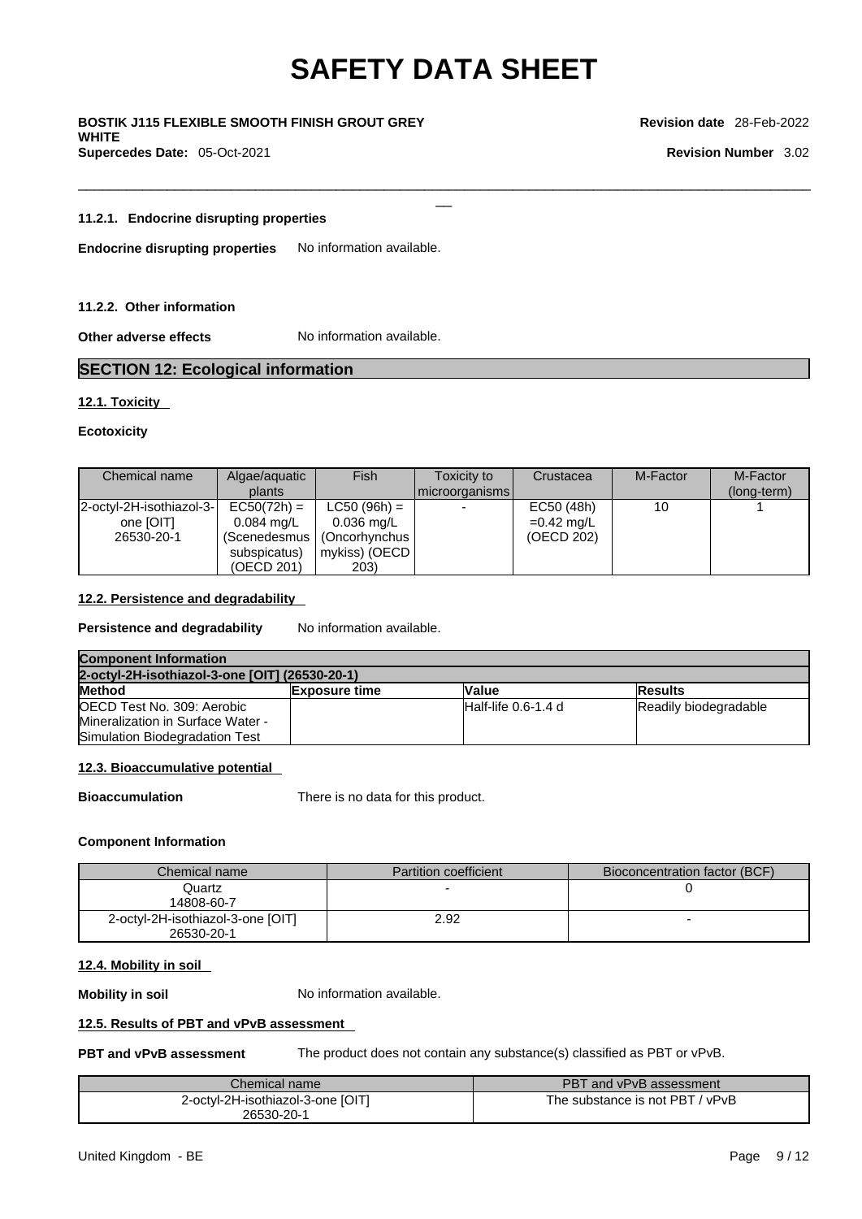#### 11.2.1. Endocrine disrupting properties

**Endocrine disrupting properties** No information available.

#### 11.2.2. Other information

**Other adverse effects** No information available.

## SECTION 12: Ecological information

### 12.1. Toxicity

**Ecotoxicity**

| Chemical name | Algae/aquatic plants | Fish | Toxicity to microorganisms | Crustacea | M-Factor | M-Factor (long-term) |
|---|---|---|---|---|---|---|
| 2-octyl-2H-isothiazol-3-one [OIT] 26530-20-1 | EC50(72h) = 0.084 mg/L (Scenedesmus subspicatus) (OECD 201) | LC50 (96h) = 0.036 mg/L (Oncorhynchus mykiss) (OECD 203) | - | EC50 (48h) =0.42 mg/L (OECD 202) | 10 | 1 |

### 12.2. Persistence and degradability

**Persistence and degradability** No information available.

| Component Information | | | |
|---|---|---|---|
| **2-octyl-2H-isothiazol-3-one [OIT] (26530-20-1)** | | | |
| **Method** | **Exposure time** | **Value** | **Results** |
| OECD Test No. 309: Aerobic Mineralization in Surface Water - Simulation Biodegradation Test | | Half-life 0.6-1.4 d | Readily biodegradable |

### 12.3. Bioaccumulative potential

**Bioaccumulation** There is no data for this product.

**Component Information**

| Chemical name | Partition coefficient | Bioconcentration factor (BCF) |
|---|---|---|
| Quartz 14808-60-7 | - | 0 |
| 2-octyl-2H-isothiazol-3-one [OIT] 26530-20-1 | 2.92 | - |

### 12.4. Mobility in soil

**Mobility in soil** No information available.

### 12.5. Results of PBT and vPvB assessment

**PBT and vPvB assessment** The product does not contain any substance(s) classified as PBT or vPvB.

| Chemical name | PBT and vPvB assessment |
|---|---|
| 2-octyl-2H-isothiazol-3-one [OIT] 26530-20-1 | The substance is not PBT / vPvB |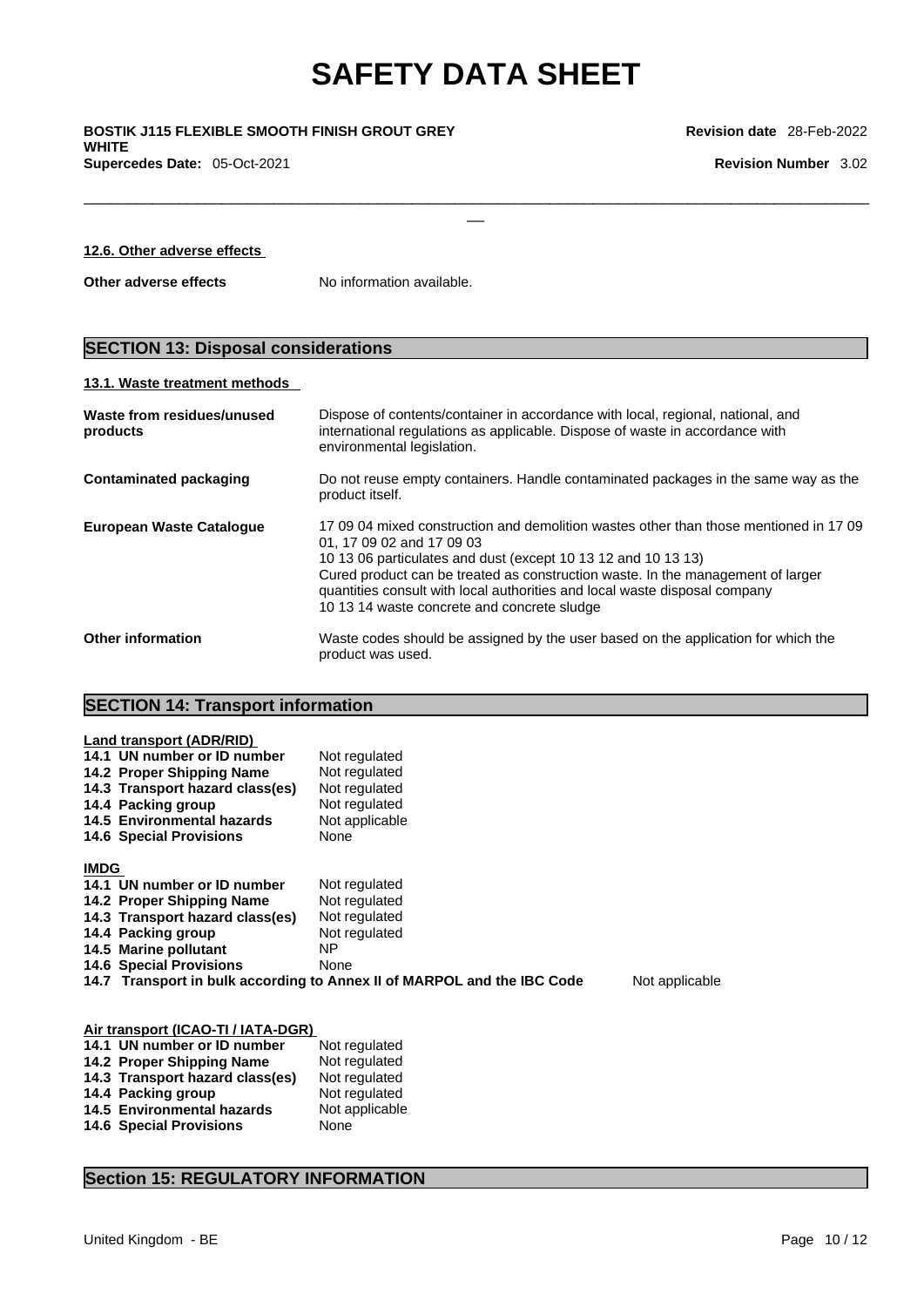#### 12.6. Other adverse effects

**Other adverse effects** No information available.

## SECTION 13: Disposal considerations

#### 13.1. Waste treatment methods

| | |
|---|---|
| **Waste from residues/unused products** | Dispose of contents/container in accordance with local, regional, national, and international regulations as applicable. Dispose of waste in accordance with environmental legislation. |
| **Contaminated packaging** | Do not reuse empty containers. Handle contaminated packages in the same way as the product itself. |
| **European Waste Catalogue** | 17 09 04 mixed construction and demolition wastes other than those mentioned in 17 09 01, 17 09 02 and 17 09 03<br>10 13 06 particulates and dust (except 10 13 12 and 10 13 13)<br>Cured product can be treated as construction waste. In the management of larger quantities consult with local authorities and local waste disposal company<br>10 13 14 waste concrete and concrete sludge |
| **Other information** | Waste codes should be assigned by the user based on the application for which the product was used. |

## SECTION 14: Transport information

#### Land transport (ADR/RID)

| | |
|---|---|
| **14.1 UN number or ID number** | Not regulated |
| **14.2 Proper Shipping Name** | Not regulated |
| **14.3 Transport hazard class(es)** | Not regulated |
| **14.4 Packing group** | Not regulated |
| **14.5 Environmental hazards** | Not applicable |
| **14.6 Special Provisions** | None |

#### IMDG

| | |
|---|---|
| **14.1 UN number or ID number** | Not regulated |
| **14.2 Proper Shipping Name** | Not regulated |
| **14.3 Transport hazard class(es)** | Not regulated |
| **14.4 Packing group** | Not regulated |
| **14.5 Marine pollutant** | NP |
| **14.6 Special Provisions** | None |
| **14.7 Transport in bulk according to Annex II of MARPOL and the IBC Code** | Not applicable |

#### Air transport (ICAO-TI / IATA-DGR)

| | |
|---|---|
| **14.1 UN number or ID number** | Not regulated |
| **14.2 Proper Shipping Name** | Not regulated |
| **14.3 Transport hazard class(es)** | Not regulated |
| **14.4 Packing group** | Not regulated |
| **14.5 Environmental hazards** | Not applicable |
| **14.6 Special Provisions** | None |

## Section 15: REGULATORY INFORMATION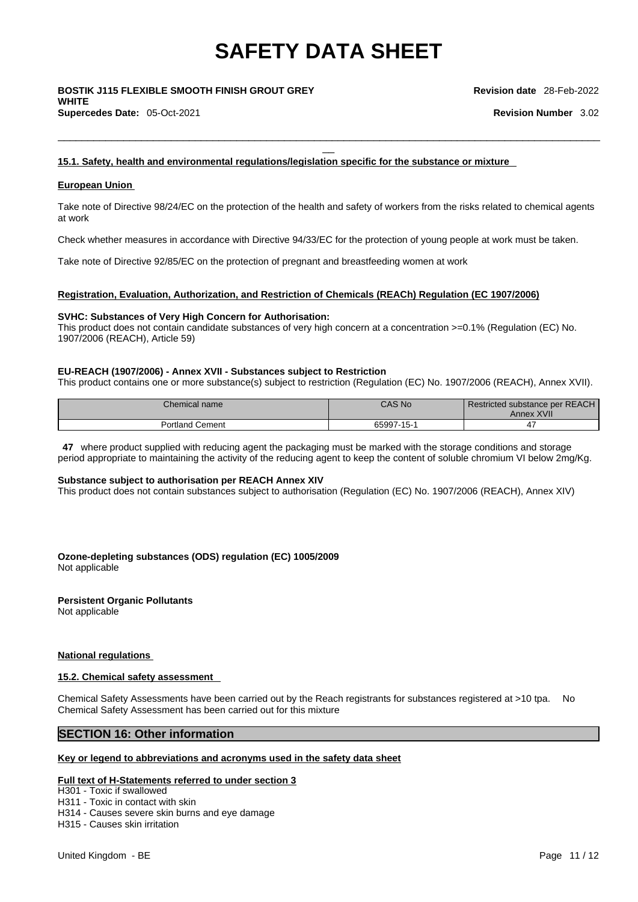#### 15.1. Safety, health and environmental regulations/legislation specific for the substance or mixture

**European Union**

Take note of Directive 98/24/EC on the protection of the health and safety of workers from the risks related to chemical agents at work

Check whether measures in accordance with Directive 94/33/EC for the protection of young people at work must be taken.

Take note of Directive 92/85/EC on the protection of pregnant and breastfeeding women at work

**Registration, Evaluation, Authorization, and Restriction of Chemicals (REACh) Regulation (EC 1907/2006)**

**SVHC: Substances of Very High Concern for Authorisation:**
This product does not contain candidate substances of very high concern at a concentration >=0.1% (Regulation (EC) No. 1907/2006 (REACH), Article 59)

**EU-REACH (1907/2006) - Annex XVII - Substances subject to Restriction**
This product contains one or more substance(s) subject to restriction (Regulation (EC) No. 1907/2006 (REACH), Annex XVII).

| Chemical name | CAS No | Restricted substance per REACH Annex XVII |
|---|---|---|
| Portland Cement | 65997-15-1 | 47 |

**47** where product supplied with reducing agent the packaging must be marked with the storage conditions and storage period appropriate to maintaining the activity of the reducing agent to keep the content of soluble chromium VI below 2mg/Kg.

**Substance subject to authorisation per REACH Annex XIV**
This product does not contain substances subject to authorisation (Regulation (EC) No. 1907/2006 (REACH), Annex XIV)

**Ozone-depleting substances (ODS) regulation (EC) 1005/2009**
Not applicable

**Persistent Organic Pollutants**
Not applicable

**National regulations**

#### 15.2. Chemical safety assessment

Chemical Safety Assessments have been carried out by the Reach registrants for substances registered at >10 tpa. No Chemical Safety Assessment has been carried out for this mixture

## SECTION 16: Other information

**Key or legend to abbreviations and acronyms used in the safety data sheet**

**Full text of H-Statements referred to under section 3**
H301 - Toxic if swallowed
H311 - Toxic in contact with skin
H314 - Causes severe skin burns and eye damage
H315 - Causes skin irritation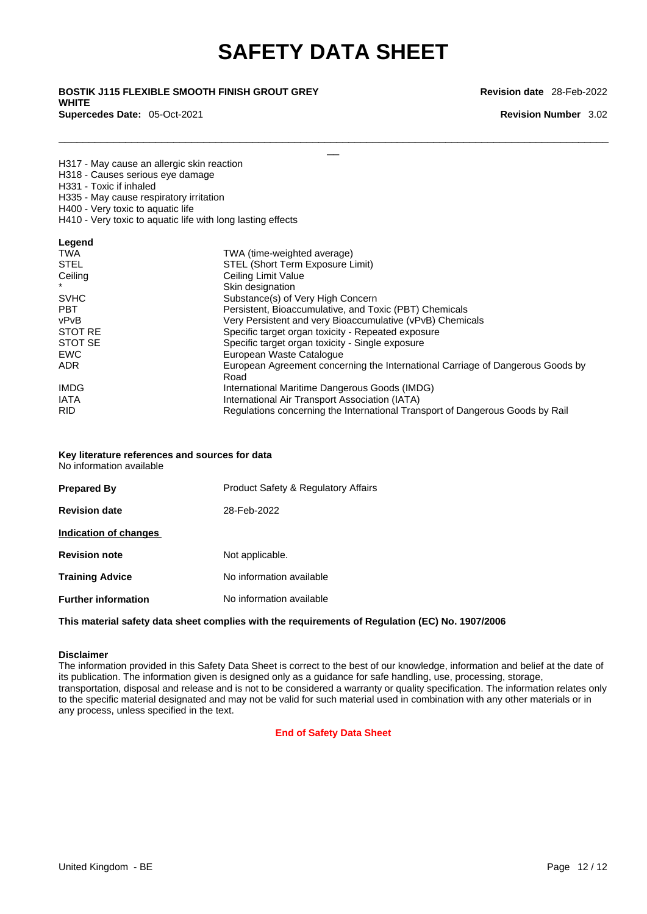H317 - May cause an allergic skin reaction
H318 - Causes serious eye damage
H331 - Toxic if inhaled
H335 - May cause respiratory irritation
H400 - Very toxic to aquatic life
H410 - Very toxic to aquatic life with long lasting effects

**Legend**

| | |
|---|---|
| TWA | TWA (time-weighted average) |
| STEL | STEL (Short Term Exposure Limit) |
| Ceiling | Ceiling Limit Value |
| * | Skin designation |
| SVHC | Substance(s) of Very High Concern |
| PBT | Persistent, Bioaccumulative, and Toxic (PBT) Chemicals |
| vPvB | Very Persistent and very Bioaccumulative (vPvB) Chemicals |
| STOT RE | Specific target organ toxicity - Repeated exposure |
| STOT SE | Specific target organ toxicity - Single exposure |
| EWC | European Waste Catalogue |
| ADR | European Agreement concerning the International Carriage of Dangerous Goods by Road |
| IMDG | International Maritime Dangerous Goods (IMDG) |
| IATA | International Air Transport Association (IATA) |
| RID | Regulations concerning the International Transport of Dangerous Goods by Rail |

**Key literature references and sources for data**
No information available

**Prepared By** Product Safety & Regulatory Affairs

**Revision date** 28-Feb-2022

**Indication of changes**

**Revision note** Not applicable.

**Training Advice** No information available

**Further information** No information available

**This material safety data sheet complies with the requirements of Regulation (EC) No. 1907/2006**

**Disclaimer**
The information provided in this Safety Data Sheet is correct to the best of our knowledge, information and belief at the date of its publication. The information given is designed only as a guidance for safe handling, use, processing, storage, transportation, disposal and release and is not to be considered a warranty or quality specification. The information relates only to the specific material designated and may not be valid for such material used in combination with any other materials or in any process, unless specified in the text.

**End of Safety Data Sheet**